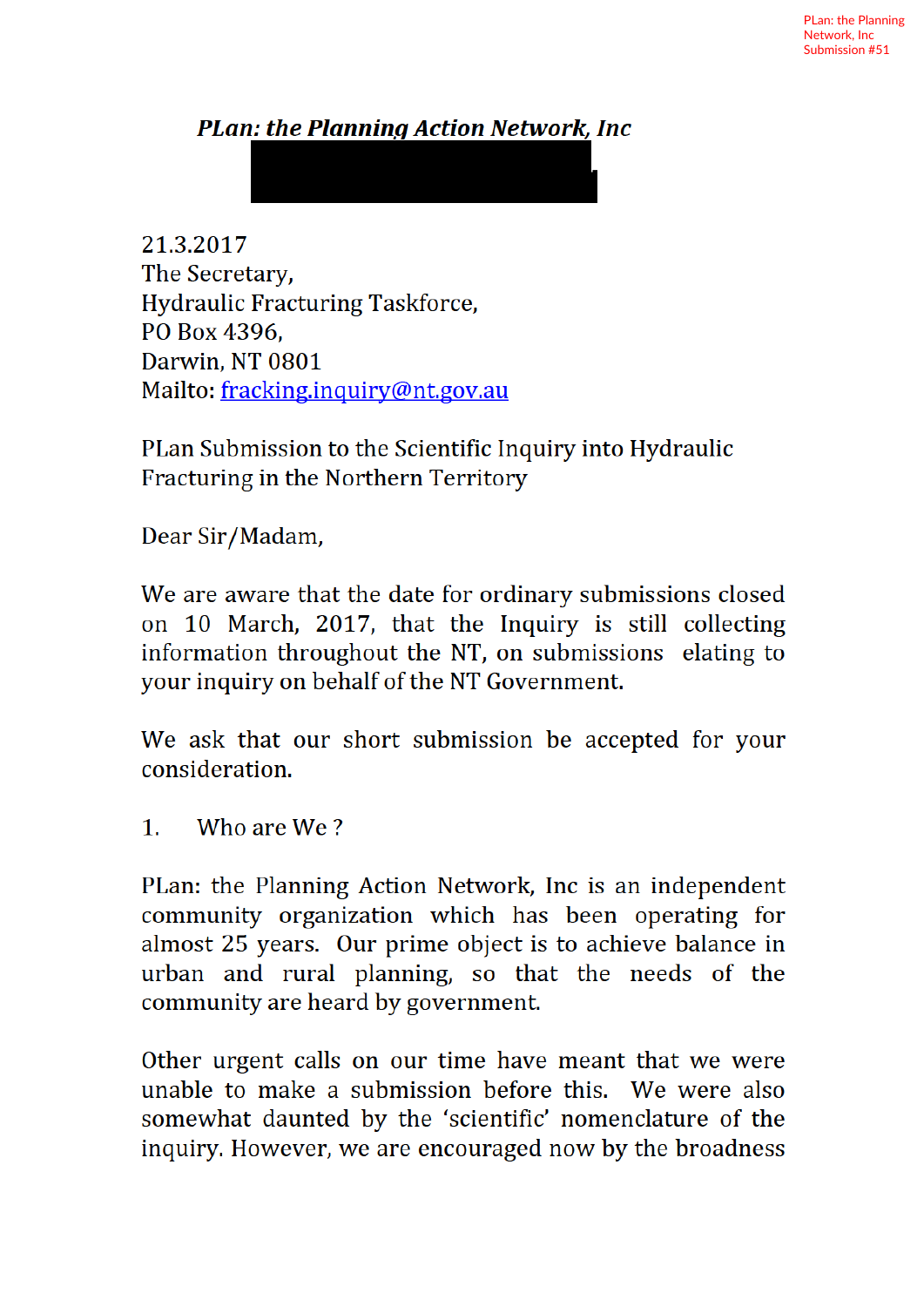PLan: the Planning Network, Inc
Submission #51

***PLan: the Planning Action Network, Inc***

21.3.2017
The Secretary,
Hydraulic Fracturing Taskforce,
PO Box 4396,
Darwin, NT 0801
Mailto: fracking.inquiry@nt.gov.au

PLan Submission to the Scientific Inquiry into Hydraulic Fracturing in the Northern Territory

Dear Sir/Madam,

We are aware that the date for ordinary submissions closed on 10 March, 2017, that the Inquiry is still collecting information throughout the NT, on submissions elating to your inquiry on behalf of the NT Government.

We ask that our short submission be accepted for your consideration.

1. Who are We ?

PLan: the Planning Action Network, Inc is an independent community organization which has been operating for almost 25 years. Our prime object is to achieve balance in urban and rural planning, so that the needs of the community are heard by government.

Other urgent calls on our time have meant that we were unable to make a submission before this. We were also somewhat daunted by the 'scientific' nomenclature of the inquiry. However, we are encouraged now by the broadness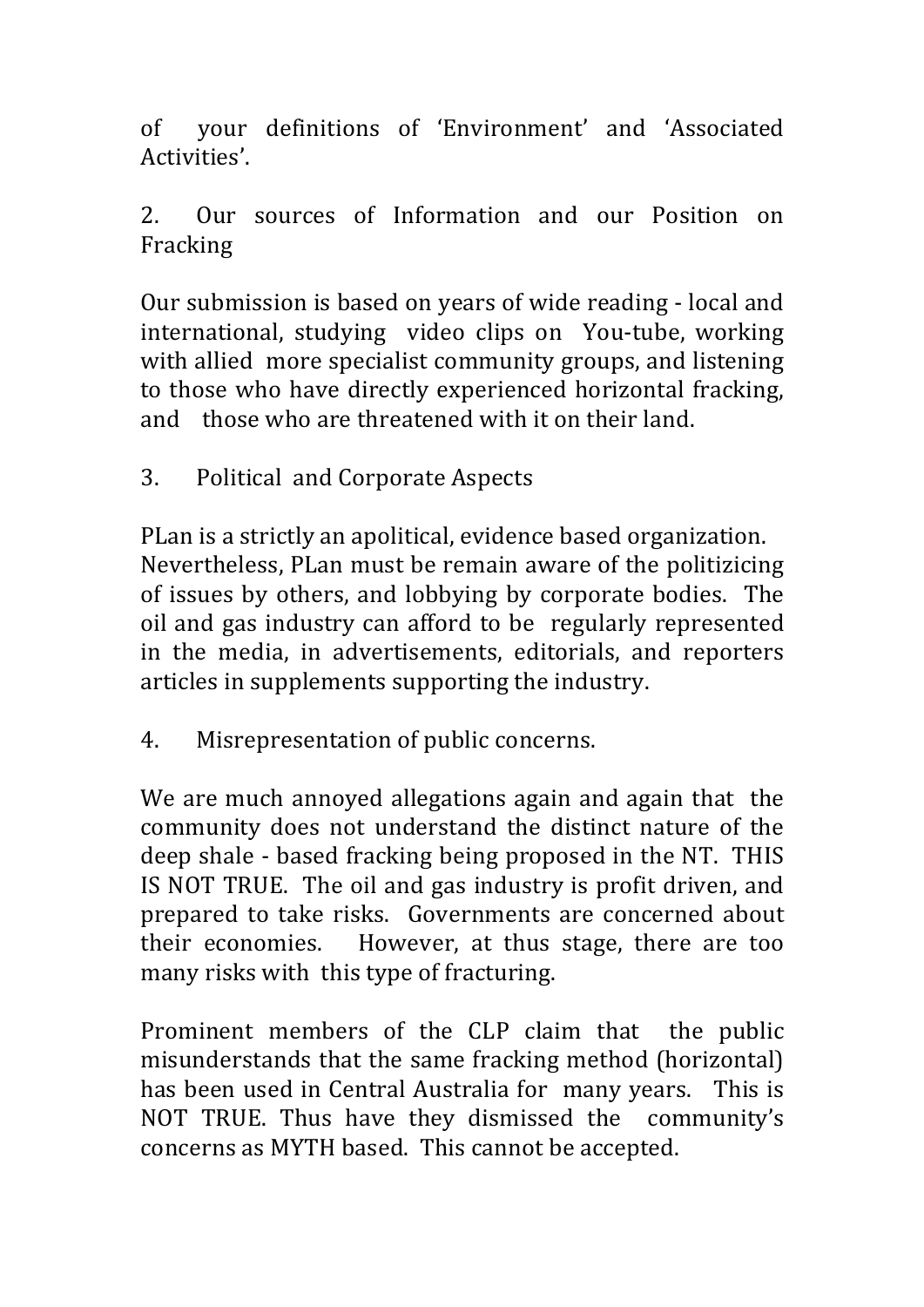of your definitions of 'Environment' and 'Associated Activities'.

2. Our sources of Information and our Position on Fracking

Our submission is based on years of wide reading - local and international, studying video clips on You-tube, working with allied more specialist community groups, and listening to those who have directly experienced horizontal fracking, and those who are threatened with it on their land.

3. Political and Corporate Aspects

PLan is a strictly an apolitical, evidence based organization. Nevertheless, PLan must be remain aware of the politizicing of issues by others, and lobbying by corporate bodies. The oil and gas industry can afford to be regularly represented in the media, in advertisements, editorials, and reporters articles in supplements supporting the industry.

4. Misrepresentation of public concerns.

We are much annoyed allegations again and again that the community does not understand the distinct nature of the deep shale - based fracking being proposed in the NT. THIS IS NOT TRUE. The oil and gas industry is profit driven, and prepared to take risks. Governments are concerned about their economies. However, at thus stage, there are too many risks with this type of fracturing.

Prominent members of the CLP claim that the public misunderstands that the same fracking method (horizontal) has been used in Central Australia for many years. This is NOT TRUE. Thus have they dismissed the community's concerns as MYTH based. This cannot be accepted.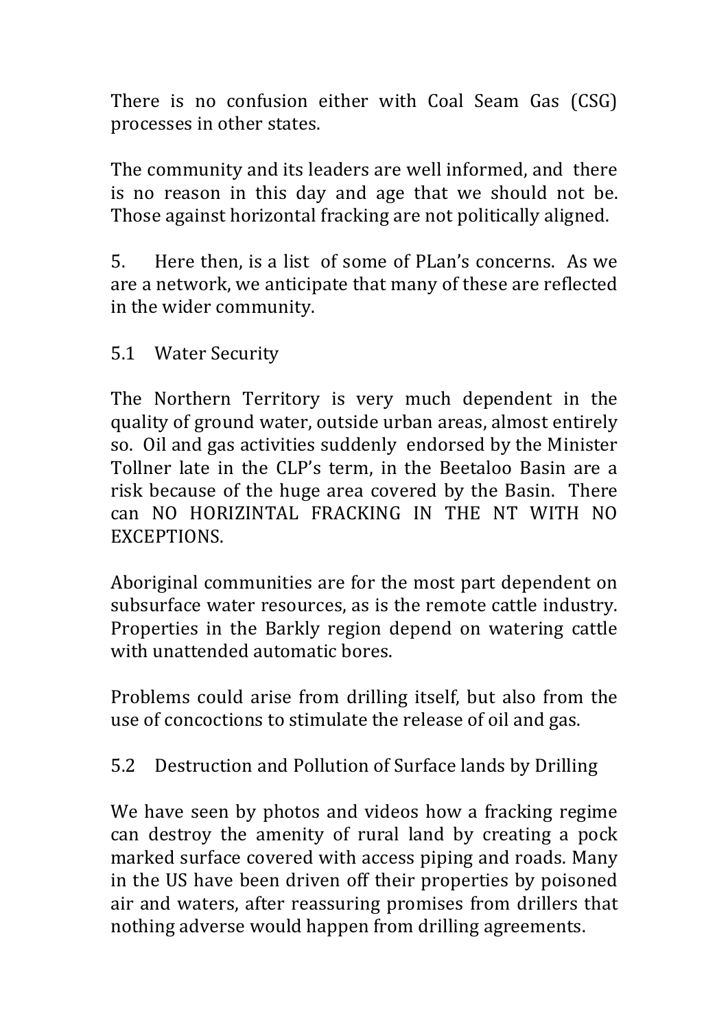There is no confusion either with Coal Seam Gas (CSG) processes in other states.

The community and its leaders are well informed, and there is no reason in this day and age that we should not be. Those against horizontal fracking are not politically aligned.

5. Here then, is a list of some of PLan's concerns. As we are a network, we anticipate that many of these are reflected in the wider community.

5.1 Water Security

The Northern Territory is very much dependent in the quality of ground water, outside urban areas, almost entirely so. Oil and gas activities suddenly endorsed by the Minister Tollner late in the CLP's term, in the Beetaloo Basin are a risk because of the huge area covered by the Basin. There can NO HORIZINTAL FRACKING IN THE NT WITH NO EXCEPTIONS.

Aboriginal communities are for the most part dependent on subsurface water resources, as is the remote cattle industry. Properties in the Barkly region depend on watering cattle with unattended automatic bores.

Problems could arise from drilling itself, but also from the use of concoctions to stimulate the release of oil and gas.

5.2 Destruction and Pollution of Surface lands by Drilling

We have seen by photos and videos how a fracking regime can destroy the amenity of rural land by creating a pock marked surface covered with access piping and roads. Many in the US have been driven off their properties by poisoned air and waters, after reassuring promises from drillers that nothing adverse would happen from drilling agreements.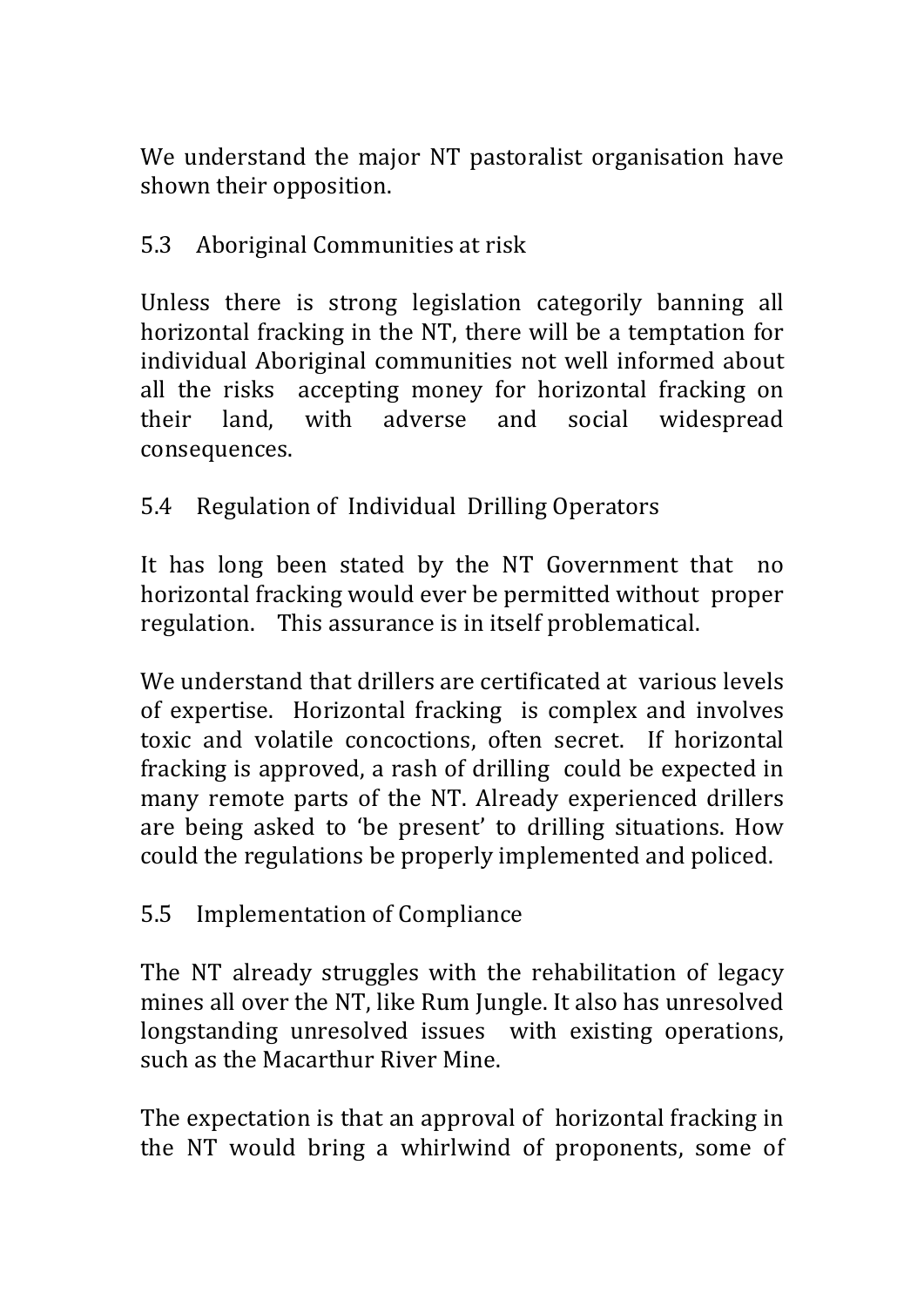We understand the major NT pastoralist organisation have shown their opposition.

### 5.3 Aboriginal Communities at risk

Unless there is strong legislation categorily banning all horizontal fracking in the NT, there will be a temptation for individual Aboriginal communities not well informed about all the risks accepting money for horizontal fracking on their land, with adverse and social widespread consequences.

### 5.4 Regulation of Individual Drilling Operators

It has long been stated by the NT Government that no horizontal fracking would ever be permitted without proper regulation. This assurance is in itself problematical.

We understand that drillers are certificated at various levels of expertise. Horizontal fracking is complex and involves toxic and volatile concoctions, often secret. If horizontal fracking is approved, a rash of drilling could be expected in many remote parts of the NT. Already experienced drillers are being asked to 'be present' to drilling situations. How could the regulations be properly implemented and policed.

### 5.5 Implementation of Compliance

The NT already struggles with the rehabilitation of legacy mines all over the NT, like Rum Jungle. It also has unresolved longstanding unresolved issues with existing operations, such as the Macarthur River Mine.

The expectation is that an approval of horizontal fracking in the NT would bring a whirlwind of proponents, some of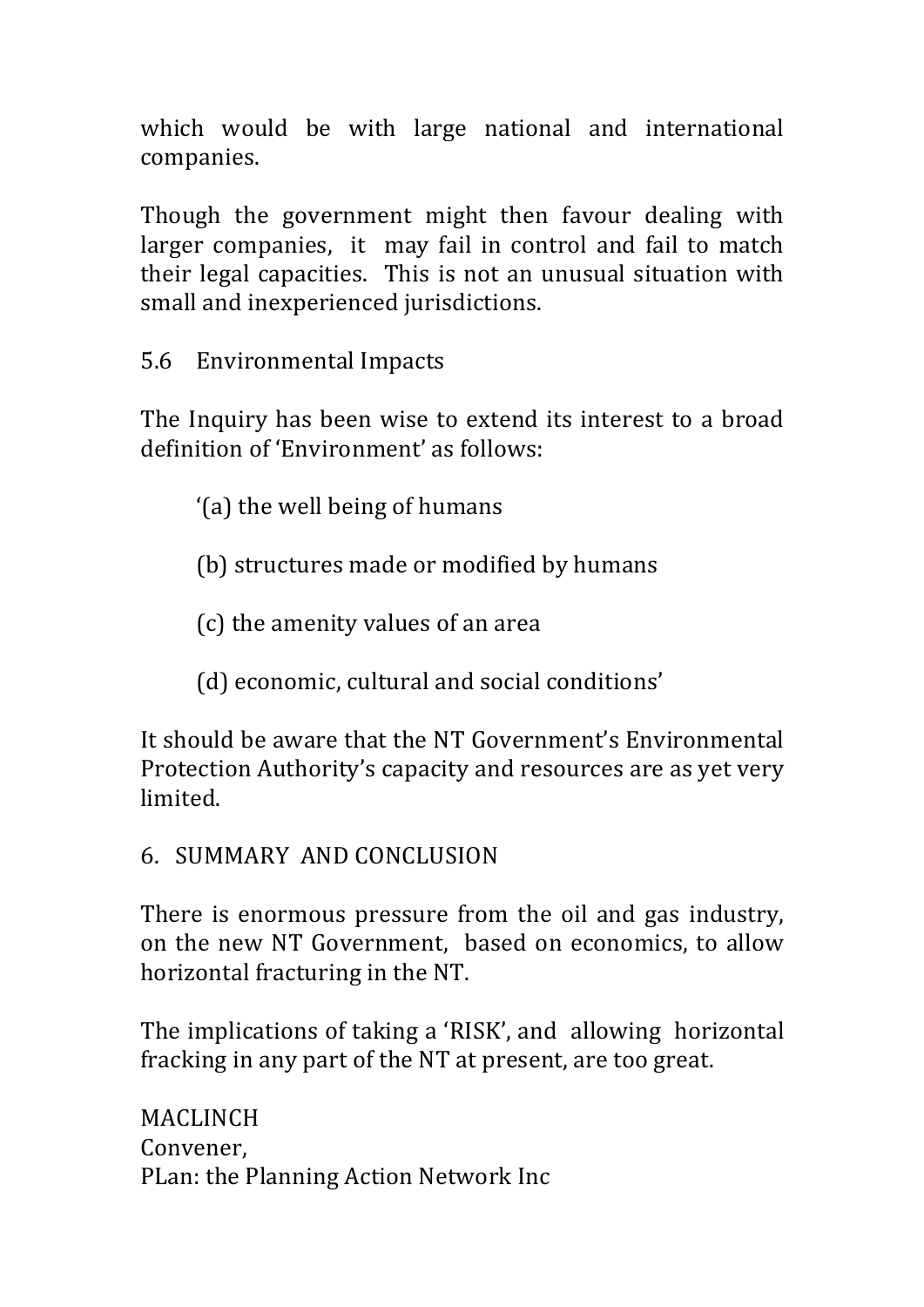which would be with large national and international companies.

Though the government might then favour dealing with larger companies, it may fail in control and fail to match their legal capacities. This is not an unusual situation with small and inexperienced jurisdictions.

## 5.6 Environmental Impacts

The Inquiry has been wise to extend its interest to a broad definition of 'Environment' as follows:

> '(a) the well being of humans
>
> (b) structures made or modified by humans
>
> (c) the amenity values of an area
>
> (d) economic, cultural and social conditions'

It should be aware that the NT Government's Environmental Protection Authority's capacity and resources are as yet very limited.

## 6. SUMMARY AND CONCLUSION

There is enormous pressure from the oil and gas industry, on the new NT Government, based on economics, to allow horizontal fracturing in the NT.

The implications of taking a 'RISK', and allowing horizontal fracking in any part of the NT at present, are too great.

MACLINCH  
Convener,  
PLan: the Planning Action Network Inc